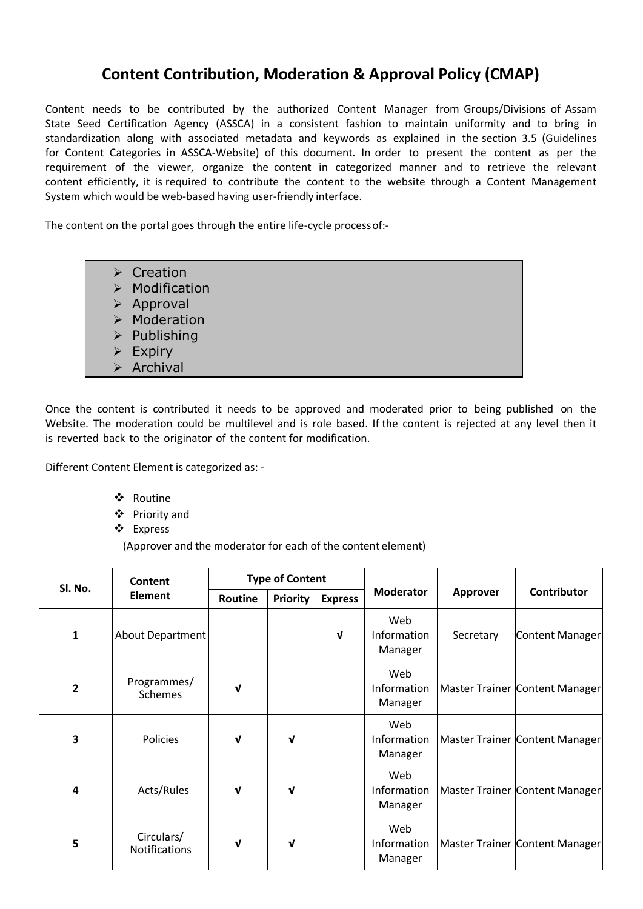# Content Contribution, Moderation & Approval Policy (CMAP)

Content needs to be contributed by the authorized Content Manager from Groups/Divisions of Assam State Seed Certification Agency (ASSCA) in a consistent fashion to maintain uniformity and to bring in standardization along with associated metadata and keywords as explained in the section 3.5 (Guidelines for Content Categories in ASSCA-Website) of this document. In order to present the content as per the requirement of the viewer, organize the content in categorized manner and to retrieve the relevant content efficiently, it is required to contribute the content to the website through a Content Management System which would be web-based having user-friendly interface.

The content on the portal goes through the entire life-cycle process of:-

- Creation
- Modification
- Approval
- Moderation
- Publishing
- Expiry
- Archival

Once the content is contributed it needs to be approved and moderated prior to being published on the Website. The moderation could be multilevel and is role based. If the content is rejected at any level then it is reverted back to the originator of the content for modification.

Different Content Element is categorized as: -

- Routine
- Priority and
- Express

(Approver and the moderator for each of the content element)

| Sl. No. | Content Element | Type of Content | | | Moderator | Approver | Contributor |
|---|---|---|---|---|---|---|---|
| | | Routine | Priority | Express | | | |
| 1 | About Department | | | √ | Web Information Manager | Secretary | Content Manager |
| 2 | Programmes/ Schemes | √ | | | Web Information Manager | Master Trainer | Content Manager |
| 3 | Policies | √ | √ | | Web Information Manager | Master Trainer | Content Manager |
| 4 | Acts/Rules | √ | √ | | Web Information Manager | Master Trainer | Content Manager |
| 5 | Circulars/ Notifications | √ | √ | | Web Information Manager | Master Trainer | Content Manager |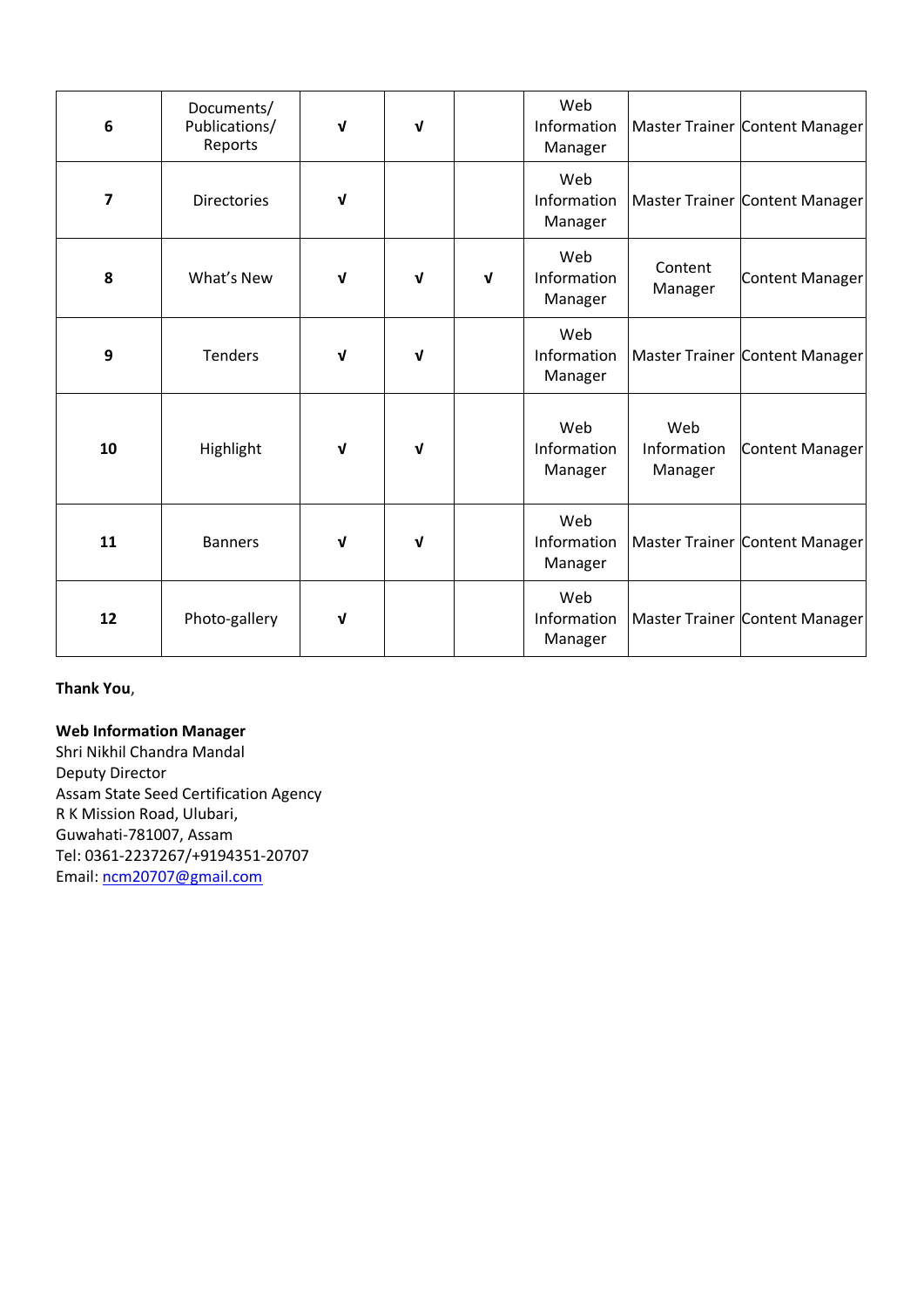| | | | | | | | |
|---|---|---|---|---|---|---|---|
| **6** | Documents/ Publications/ Reports | √ | √ | | Web Information Manager | Master Trainer | Content Manager |
| **7** | Directories | √ | | | Web Information Manager | Master Trainer | Content Manager |
| **8** | What's New | √ | √ | √ | Web Information Manager | Content Manager | Content Manager |
| **9** | Tenders | √ | √ | | Web Information Manager | Master Trainer | Content Manager |
| **10** | Highlight | √ | √ | | Web Information Manager | Web Information Manager | Content Manager |
| **11** | Banners | √ | √ | | Web Information Manager | Master Trainer | Content Manager |
| **12** | Photo-gallery | √ | | | Web Information Manager | Master Trainer | Content Manager |

**Thank You**,

**Web Information Manager**
Shri Nikhil Chandra Mandal
Deputy Director
Assam State Seed Certification Agency
R K Mission Road, Ulubari,
Guwahati-781007, Assam
Tel: 0361-2237267/+9194351-20707
Email: ncm20707@gmail.com